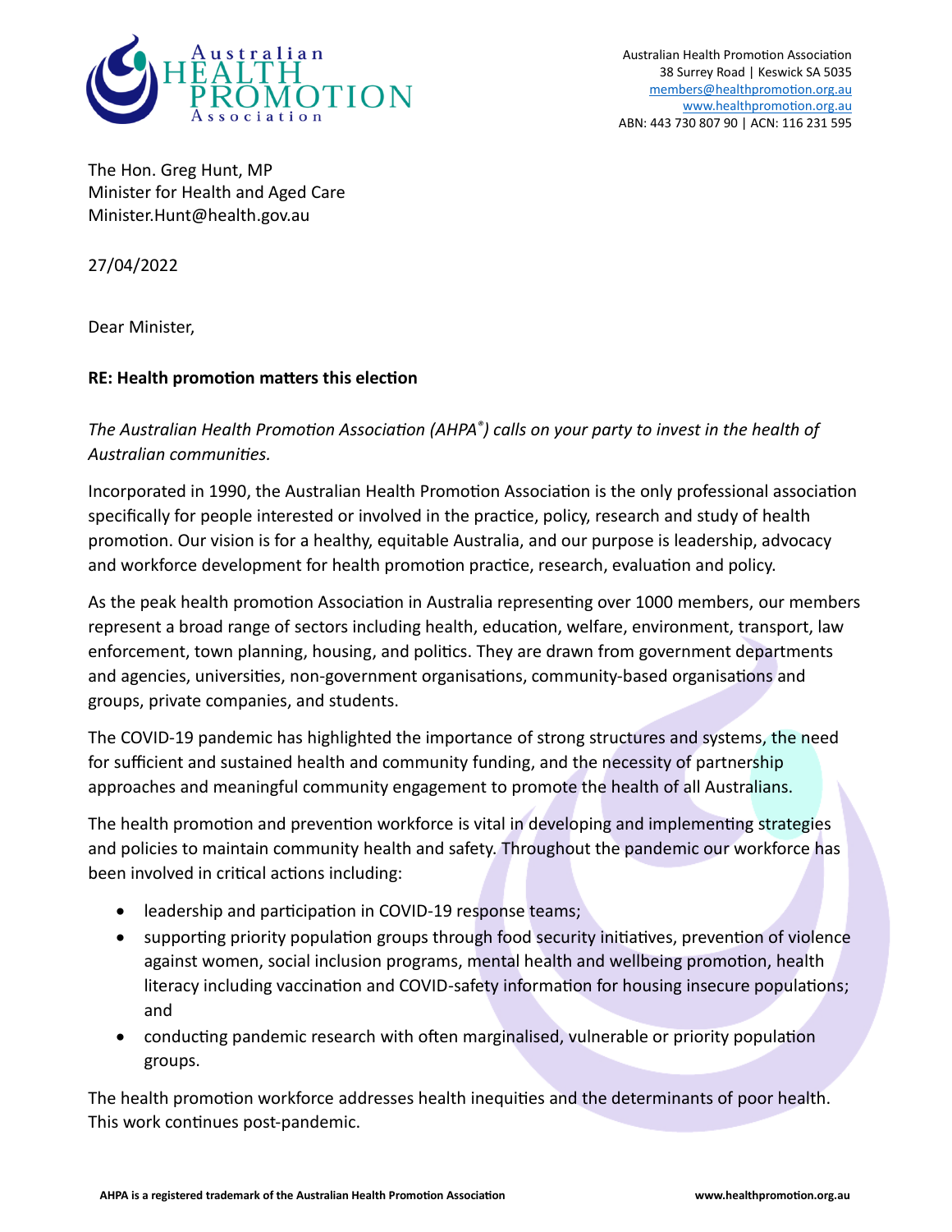Australian Health Promotion Association
38 Surrey Road | Keswick SA 5035
members@healthpromotion.org.au
www.healthpromotion.org.au
ABN: 443 730 807 90 | ACN: 116 231 595

The Hon. Greg Hunt, MP
Minister for Health and Aged Care
Minister.Hunt@health.gov.au

27/04/2022

Dear Minister,

**RE: Health promotion matters this election**

*The Australian Health Promotion Association (AHPA®) calls on your party to invest in the health of Australian communities.*

Incorporated in 1990, the Australian Health Promotion Association is the only professional association specifically for people interested or involved in the practice, policy, research and study of health promotion. Our vision is for a healthy, equitable Australia, and our purpose is leadership, advocacy and workforce development for health promotion practice, research, evaluation and policy.

As the peak health promotion Association in Australia representing over 1000 members, our members represent a broad range of sectors including health, education, welfare, environment, transport, law enforcement, town planning, housing, and politics. They are drawn from government departments and agencies, universities, non-government organisations, community-based organisations and groups, private companies, and students.

The COVID-19 pandemic has highlighted the importance of strong structures and systems, the need for sufficient and sustained health and community funding, and the necessity of partnership approaches and meaningful community engagement to promote the health of all Australians.

The health promotion and prevention workforce is vital in developing and implementing strategies and policies to maintain community health and safety. Throughout the pandemic our workforce has been involved in critical actions including:

- leadership and participation in COVID-19 response teams;
- supporting priority population groups through food security initiatives, prevention of violence against women, social inclusion programs, mental health and wellbeing promotion, health literacy including vaccination and COVID-safety information for housing insecure populations; and
- conducting pandemic research with often marginalised, vulnerable or priority population groups.

The health promotion workforce addresses health inequities and the determinants of poor health. This work continues post-pandemic.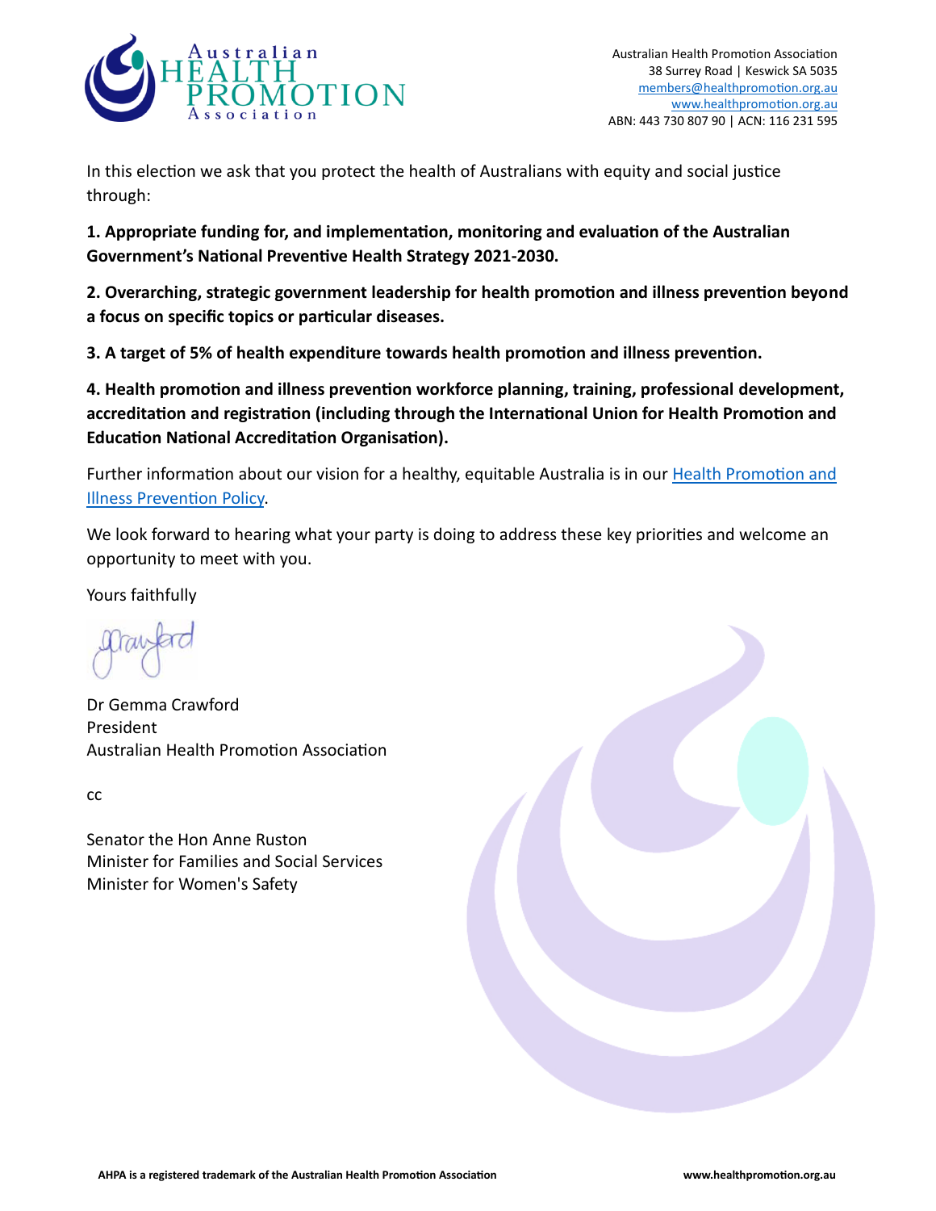Australian Health Promotion Association
38 Surrey Road | Keswick SA 5035
members@healthpromotion.org.au
www.healthpromotion.org.au
ABN: 443 730 807 90 | ACN: 116 231 595

In this election we ask that you protect the health of Australians with equity and social justice through:

**1. Appropriate funding for, and implementation, monitoring and evaluation of the Australian Government's National Preventive Health Strategy 2021-2030.**

**2. Overarching, strategic government leadership for health promotion and illness prevention beyond a focus on specific topics or particular diseases.**

**3. A target of 5% of health expenditure towards health promotion and illness prevention.**

**4. Health promotion and illness prevention workforce planning, training, professional development, accreditation and registration (including through the International Union for Health Promotion and Education National Accreditation Organisation).**

Further information about our vision for a healthy, equitable Australia is in our Health Promotion and Illness Prevention Policy.

We look forward to hearing what your party is doing to address these key priorities and welcome an opportunity to meet with you.

Yours faithfully

Dr Gemma Crawford
President
Australian Health Promotion Association

cc

Senator the Hon Anne Ruston
Minister for Families and Social Services
Minister for Women's Safety